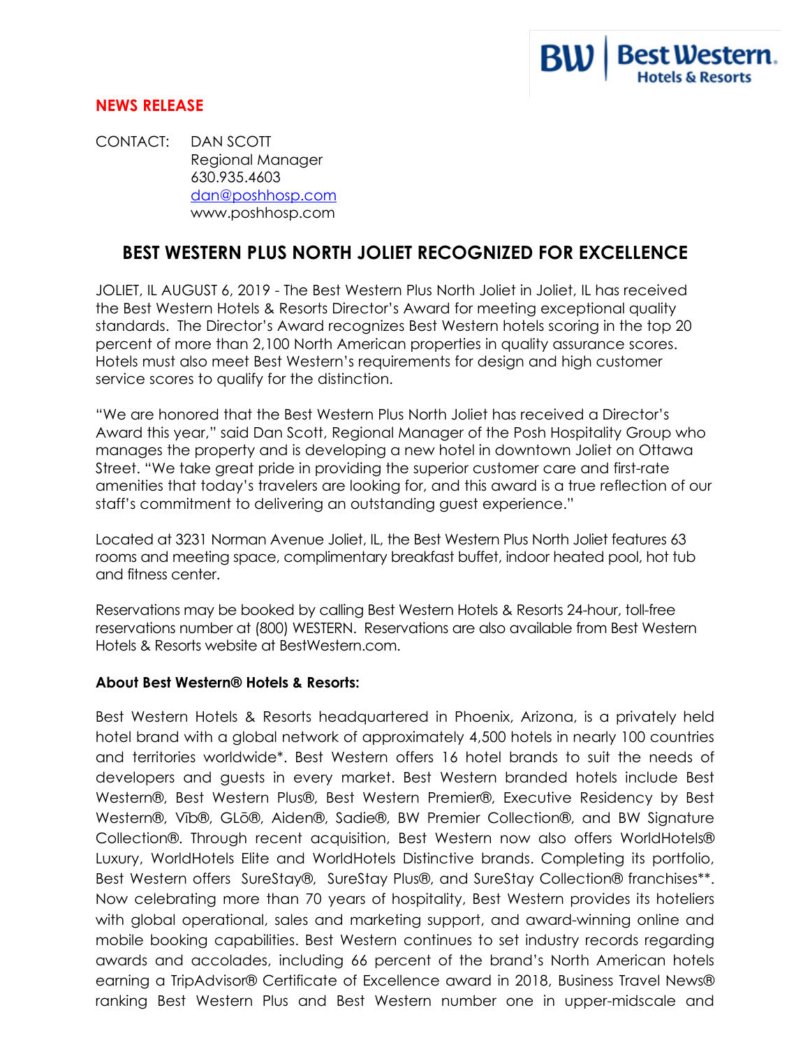**NEWS RELEASE**

CONTACT: DAN SCOTT
Regional Manager
630.935.4603
dan@poshhosp.com
www.poshhosp.com

## BEST WESTERN PLUS NORTH JOLIET RECOGNIZED FOR EXCELLENCE

JOLIET, IL AUGUST 6, 2019 - The Best Western Plus North Joliet in Joliet, IL has received the Best Western Hotels & Resorts Director's Award for meeting exceptional quality standards. The Director's Award recognizes Best Western hotels scoring in the top 20 percent of more than 2,100 North American properties in quality assurance scores. Hotels must also meet Best Western's requirements for design and high customer service scores to qualify for the distinction.

"We are honored that the Best Western Plus North Joliet has received a Director's Award this year," said Dan Scott, Regional Manager of the Posh Hospitality Group who manages the property and is developing a new hotel in downtown Joliet on Ottawa Street. "We take great pride in providing the superior customer care and first-rate amenities that today's travelers are looking for, and this award is a true reflection of our staff's commitment to delivering an outstanding guest experience."

Located at 3231 Norman Avenue Joliet, IL, the Best Western Plus North Joliet features 63 rooms and meeting space, complimentary breakfast buffet, indoor heated pool, hot tub and fitness center.

Reservations may be booked by calling Best Western Hotels & Resorts 24-hour, toll-free reservations number at (800) WESTERN. Reservations are also available from Best Western Hotels & Resorts website at BestWestern.com.

**About Best Western® Hotels & Resorts:**

Best Western Hotels & Resorts headquartered in Phoenix, Arizona, is a privately held hotel brand with a global network of approximately 4,500 hotels in nearly 100 countries and territories worldwide*. Best Western offers 16 hotel brands to suit the needs of developers and guests in every market. Best Western branded hotels include Best Western®, Best Western Plus®, Best Western Premier®, Executive Residency by Best Western®, Vīb®, GLō®, Aiden®, Sadie®, BW Premier Collection®, and BW Signature Collection®. Through recent acquisition, Best Western now also offers WorldHotels® Luxury, WorldHotels Elite and WorldHotels Distinctive brands. Completing its portfolio, Best Western offers SureStay®, SureStay Plus®, and SureStay Collection® franchises**. Now celebrating more than 70 years of hospitality, Best Western provides its hoteliers with global operational, sales and marketing support, and award-winning online and mobile booking capabilities. Best Western continues to set industry records regarding awards and accolades, including 66 percent of the brand's North American hotels earning a TripAdvisor® Certificate of Excellence award in 2018, Business Travel News® ranking Best Western Plus and Best Western number one in upper-midscale and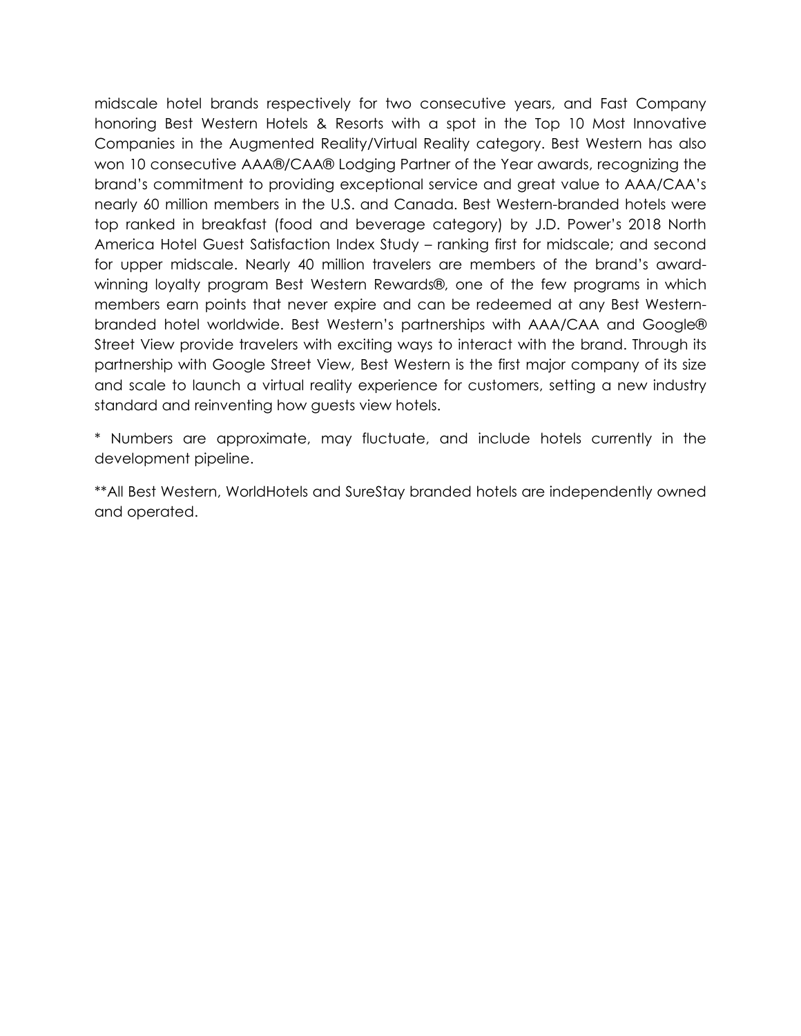midscale hotel brands respectively for two consecutive years, and Fast Company honoring Best Western Hotels & Resorts with a spot in the Top 10 Most Innovative Companies in the Augmented Reality/Virtual Reality category. Best Western has also won 10 consecutive AAA®/CAA® Lodging Partner of the Year awards, recognizing the brand's commitment to providing exceptional service and great value to AAA/CAA's nearly 60 million members in the U.S. and Canada. Best Western-branded hotels were top ranked in breakfast (food and beverage category) by J.D. Power's 2018 North America Hotel Guest Satisfaction Index Study – ranking first for midscale; and second for upper midscale. Nearly 40 million travelers are members of the brand's award-winning loyalty program Best Western Rewards®, one of the few programs in which members earn points that never expire and can be redeemed at any Best Western-branded hotel worldwide. Best Western's partnerships with AAA/CAA and Google® Street View provide travelers with exciting ways to interact with the brand. Through its partnership with Google Street View, Best Western is the first major company of its size and scale to launch a virtual reality experience for customers, setting a new industry standard and reinventing how guests view hotels.

* Numbers are approximate, may fluctuate, and include hotels currently in the development pipeline.

**All Best Western, WorldHotels and SureStay branded hotels are independently owned and operated.